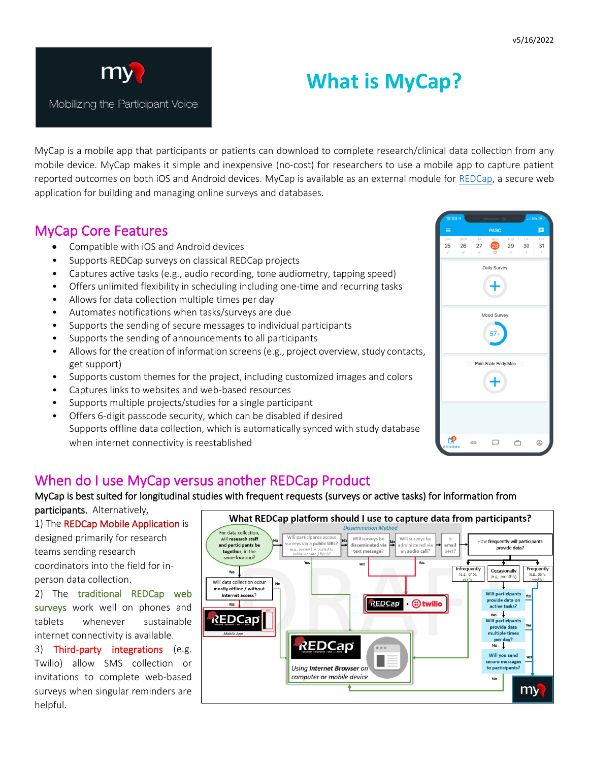v5/16/2022

my

Mobilizing the Participant Voice

# What is MyCap?

MyCap is a mobile app that participants or patients can download to complete research/clinical data collection from any mobile device. MyCap makes it simple and inexpensive (no-cost) for researchers to use a mobile app to capture patient reported outcomes on both iOS and Android devices. MyCap is available as an external module for REDCap, a secure web application for building and managing online surveys and databases.

## MyCap Core Features

- Compatible with iOS and Android devices
- Supports REDCap surveys on classical REDCap projects
- Captures active tasks (e.g., audio recording, tone audiometry, tapping speed)
- Offers unlimited flexibility in scheduling including one-time and recurring tasks
- Allows for data collection multiple times per day
- Automates notifications when tasks/surveys are due
- Supports the sending of secure messages to individual participants
- Supports the sending of announcements to all participants
- Allows for the creation of information screens (e.g., project overview, study contacts, get support)
- Supports custom themes for the project, including customized images and colors
- Captures links to websites and web-based resources
- Supports multiple projects/studies for a single participant
- Offers 6-digit passcode security, which can be disabled if desired
- Supports offline data collection, which is automatically synced with study database when internet connectivity is reestablished

## When do I use MyCap versus another REDCap Product

MyCap is best suited for longitudinal studies with frequent requests (surveys or active tasks) for information from participants. Alternatively,

1) The REDCap Mobile Application is designed primarily for research teams sending research coordinators into the field for in-person data collection.

2) The traditional REDCap web surveys work well on phones and tablets whenever sustainable internet connectivity is available.

3) Third-party integrations (e.g. Twilio) allow SMS collection or invitations to complete web-based surveys when singular reminders are helpful.

**What REDCap platform should I use to capture data from participants?**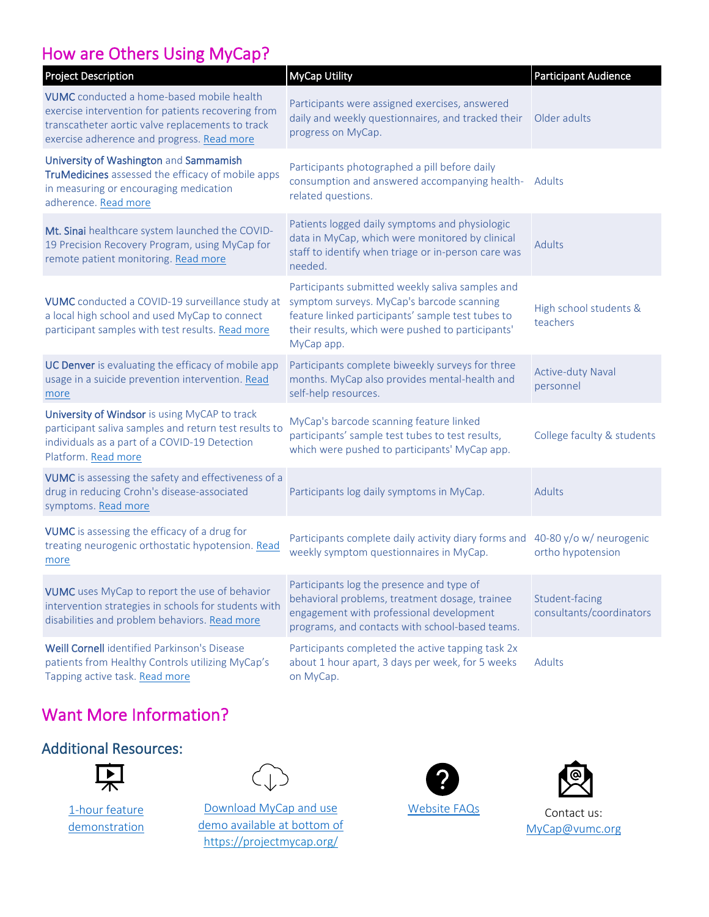## How are Others Using MyCap?

| Project Description | MyCap Utility | Participant Audience |
| --- | --- | --- |
| **VUMC** conducted a home-based mobile health exercise intervention for patients recovering from transcatheter aortic valve replacements to track exercise adherence and progress. Read more | Participants were assigned exercises, answered daily and weekly questionnaires, and tracked their progress on MyCap. | Older adults |
| **University of Washington** and **Sammamish TruMedicines** assessed the efficacy of mobile apps in measuring or encouraging medication adherence. Read more | Participants photographed a pill before daily consumption and answered accompanying health-related questions. | Adults |
| **Mt. Sinai** healthcare system launched the COVID-19 Precision Recovery Program, using MyCap for remote patient monitoring. Read more | Patients logged daily symptoms and physiologic data in MyCap, which were monitored by clinical staff to identify when triage or in-person care was needed. | Adults |
| **VUMC** conducted a COVID-19 surveillance study at a local high school and used MyCap to connect participant samples with test results. Read more | Participants submitted weekly saliva samples and symptom surveys. MyCap's barcode scanning feature linked participants' sample test tubes to their results, which were pushed to participants' MyCap app. | High school students & teachers |
| **UC Denver** is evaluating the efficacy of mobile app usage in a suicide prevention intervention. Read more | Participants complete biweekly surveys for three months. MyCap also provides mental-health and self-help resources. | Active-duty Naval personnel |
| **University of Windsor** is using MyCAP to track participant saliva samples and return test results to individuals as a part of a COVID-19 Detection Platform. Read more | MyCap's barcode scanning feature linked participants' sample test tubes to test results, which were pushed to participants' MyCap app. | College faculty & students |
| **VUMC** is assessing the safety and effectiveness of a drug in reducing Crohn's disease-associated symptoms. Read more | Participants log daily symptoms in MyCap. | Adults |
| **VUMC** is assessing the efficacy of a drug for treating neurogenic orthostatic hypotension. Read more | Participants complete daily activity diary forms and weekly symptom questionnaires in MyCap. | 40-80 y/o w/ neurogenic ortho hypotension |
| **VUMC** uses MyCap to report the use of behavior intervention strategies in schools for students with disabilities and problem behaviors. Read more | Participants log the presence and type of behavioral problems, treatment dosage, trainee engagement with professional development programs, and contacts with school-based teams. | Student-facing consultants/coordinators |
| **Weill Cornell** identified Parkinson's Disease patients from Healthy Controls utilizing MyCap's Tapping active task. Read more | Participants completed the active tapping task 2x about 1 hour apart, 3 days per week, for 5 weeks on MyCap. | Adults |

## Want More Information?

### Additional Resources:

- 1-hour feature demonstration
- Download MyCap and use demo available at bottom of https://projectmycap.org/
- Website FAQs
- Contact us: MyCap@vumc.org